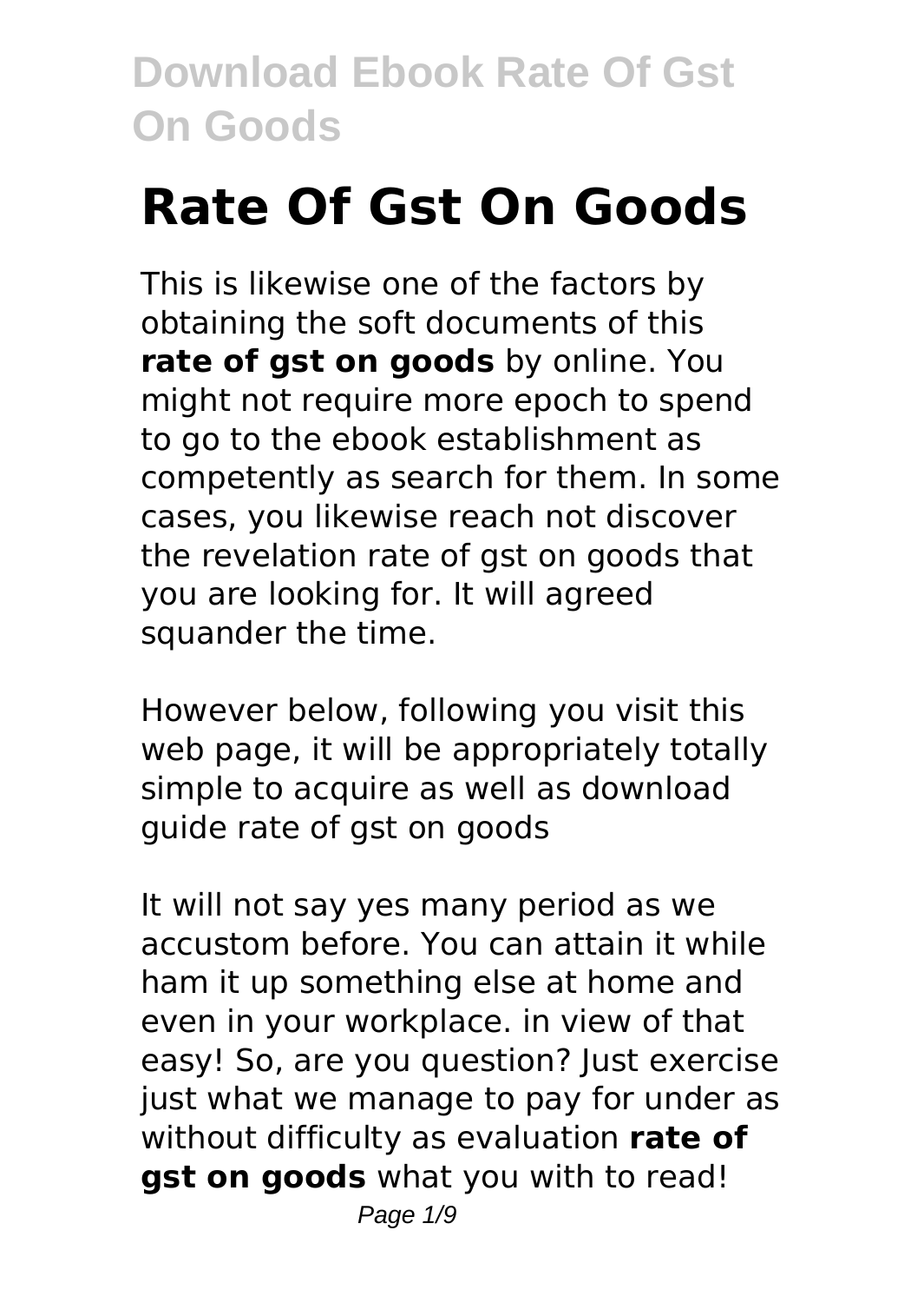# Rate Of Gst On Goods

This is likewise one of the factors by obtaining the soft documents of this **rate of gst on goods** by online. You might not require more epoch to spend to go to the ebook establishment as competently as search for them. In some cases, you likewise reach not discover the revelation rate of gst on goods that you are looking for. It will agreed squander the time.

However below, following you visit this web page, it will be appropriately totally simple to acquire as well as download guide rate of gst on goods

It will not say yes many period as we accustom before. You can attain it while ham it up something else at home and even in your workplace. in view of that easy! So, are you question? Just exercise just what we manage to pay for under as without difficulty as evaluation **rate of gst on goods** what you with to read!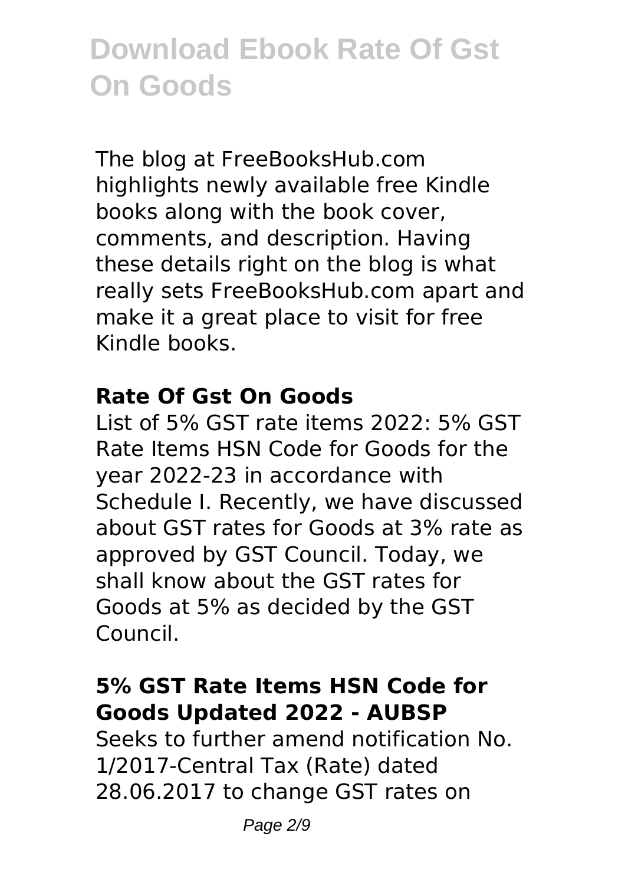The blog at FreeBooksHub.com highlights newly available free Kindle books along with the book cover, comments, and description. Having these details right on the blog is what really sets FreeBooksHub.com apart and make it a great place to visit for free Kindle books.

### Rate Of Gst On Goods

List of 5% GST rate items 2022: 5% GST Rate Items HSN Code for Goods for the year 2022-23 in accordance with Schedule I. Recently, we have discussed about GST rates for Goods at 3% rate as approved by GST Council. Today, we shall know about the GST rates for Goods at 5% as decided by the GST Council.

### 5% GST Rate Items HSN Code for Goods Updated 2022 - AUBSP

Seeks to further amend notification No. 1/2017-Central Tax (Rate) dated 28.06.2017 to change GST rates on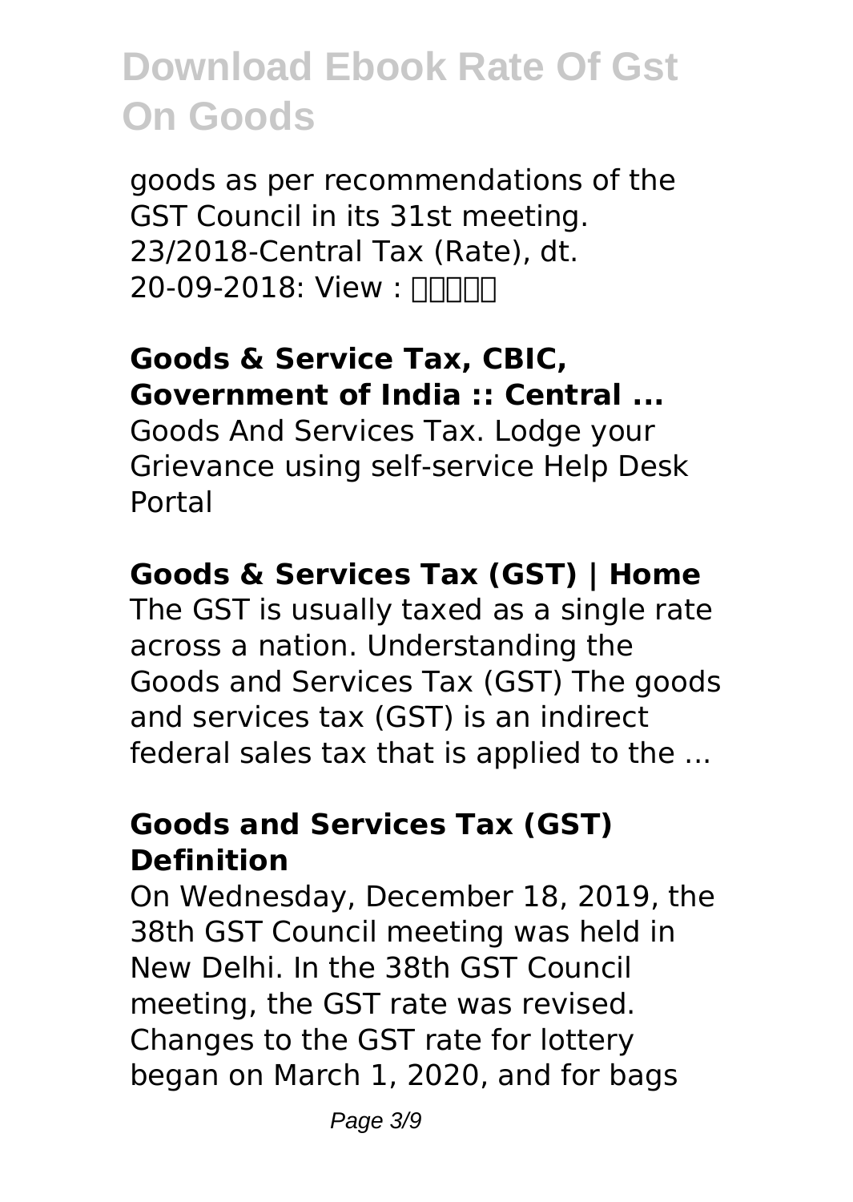goods as per recommendations of the GST Council in its 31st meeting. 23/2018-Central Tax (Rate), dt. 20-09-2018: View : □□□□□

### Goods & Service Tax, CBIC, Government of India :: Central ...

Goods And Services Tax. Lodge your Grievance using self-service Help Desk Portal

### Goods & Services Tax (GST) | Home

The GST is usually taxed as a single rate across a nation. Understanding the Goods and Services Tax (GST) The goods and services tax (GST) is an indirect federal sales tax that is applied to the ...

### Goods and Services Tax (GST) Definition

On Wednesday, December 18, 2019, the 38th GST Council meeting was held in New Delhi. In the 38th GST Council meeting, the GST rate was revised. Changes to the GST rate for lottery began on March 1, 2020, and for bags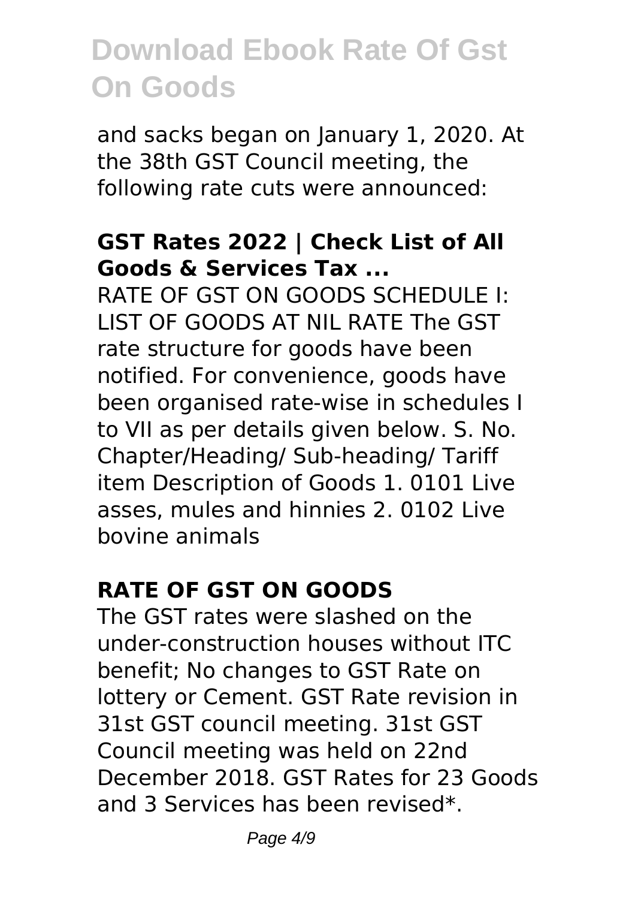and sacks began on January 1, 2020. At the 38th GST Council meeting, the following rate cuts were announced:

**GST Rates 2022 | Check List of All Goods & Services Tax ...**

RATE OF GST ON GOODS SCHEDULE I: LIST OF GOODS AT NIL RATE The GST rate structure for goods have been notified. For convenience, goods have been organised rate-wise in schedules I to VII as per details given below. S. No. Chapter/Heading/ Sub-heading/ Tariff item Description of Goods 1. 0101 Live asses, mules and hinnies 2. 0102 Live bovine animals

**RATE OF GST ON GOODS**

The GST rates were slashed on the under-construction houses without ITC benefit; No changes to GST Rate on lottery or Cement. GST Rate revision in 31st GST council meeting. 31st GST Council meeting was held on 22nd December 2018. GST Rates for 23 Goods and 3 Services has been revised*.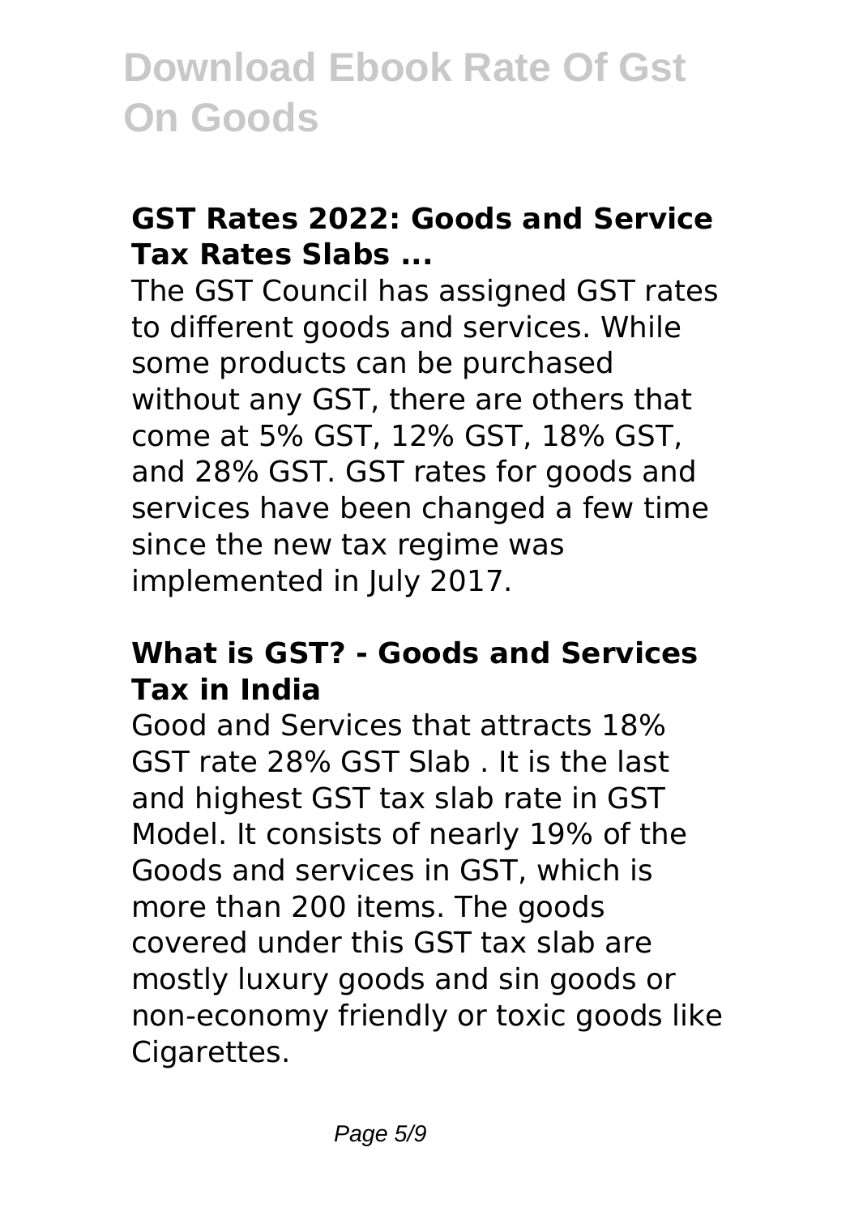### GST Rates 2022: Goods and Service Tax Rates Slabs ...

The GST Council has assigned GST rates to different goods and services. While some products can be purchased without any GST, there are others that come at 5% GST, 12% GST, 18% GST, and 28% GST. GST rates for goods and services have been changed a few time since the new tax regime was implemented in July 2017.

### What is GST? - Goods and Services Tax in India

Good and Services that attracts 18% GST rate 28% GST Slab . It is the last and highest GST tax slab rate in GST Model. It consists of nearly 19% of the Goods and services in GST, which is more than 200 items. The goods covered under this GST tax slab are mostly luxury goods and sin goods or non-economy friendly or toxic goods like Cigarettes.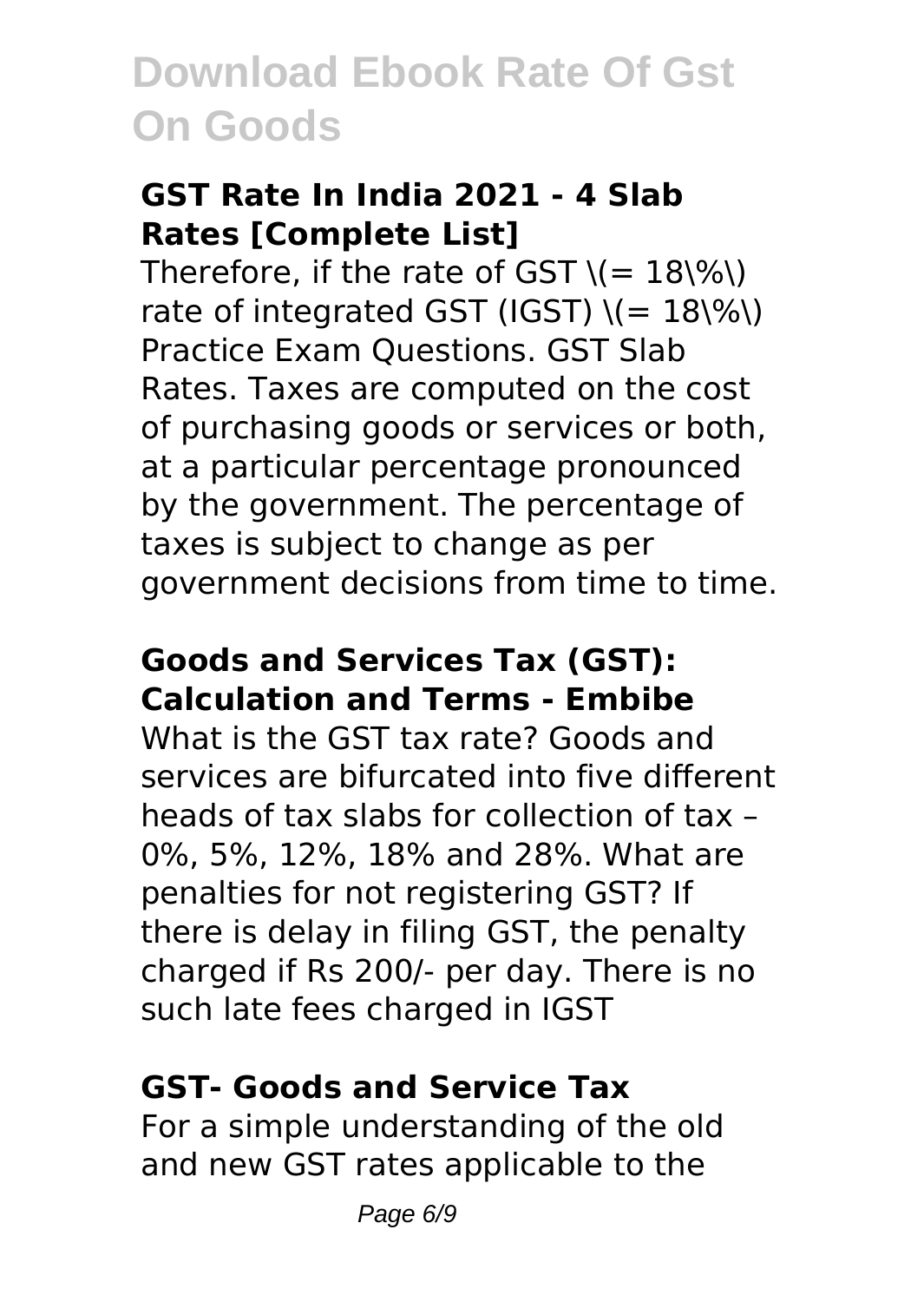# Download Ebook Rate Of Gst On Goods

### GST Rate In India 2021 - 4 Slab Rates [Complete List]

Therefore, if the rate of GST $(= 18\%)$ rate of integrated GST (IGST) $(= 18\%)$ Practice Exam Questions. GST Slab Rates. Taxes are computed on the cost of purchasing goods or services or both, at a particular percentage pronounced by the government. The percentage of taxes is subject to change as per government decisions from time to time.

### Goods and Services Tax (GST): Calculation and Terms - Embibe

What is the GST tax rate? Goods and services are bifurcated into five different heads of tax slabs for collection of tax – 0%, 5%, 12%, 18% and 28%. What are penalties for not registering GST? If there is delay in filing GST, the penalty charged if Rs 200/- per day. There is no such late fees charged in IGST

### GST- Goods and Service Tax

For a simple understanding of the old and new GST rates applicable to the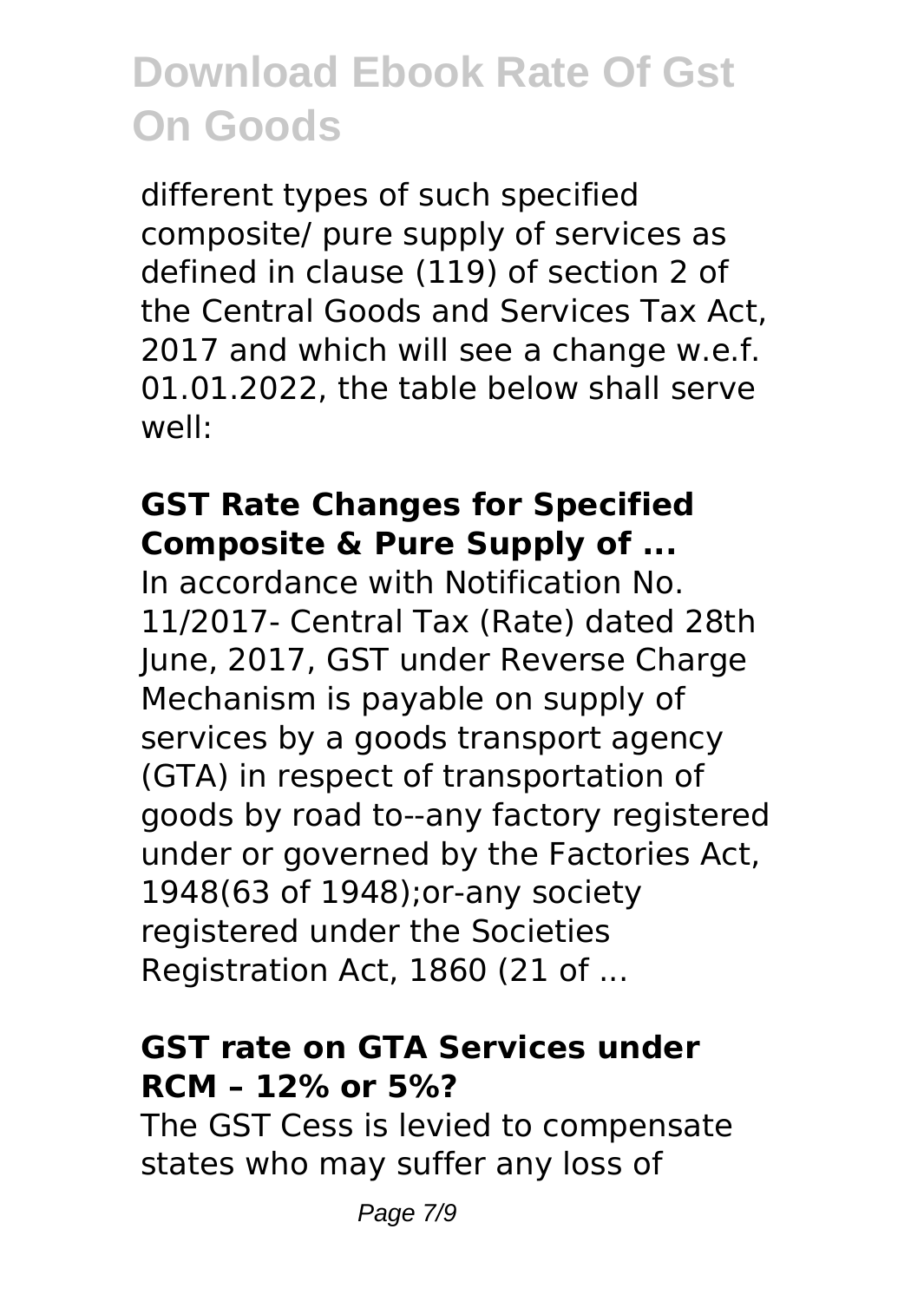different types of such specified composite/ pure supply of services as defined in clause (119) of section 2 of the Central Goods and Services Tax Act, 2017 and which will see a change w.e.f. 01.01.2022, the table below shall serve well:

### GST Rate Changes for Specified Composite & Pure Supply of ...

In accordance with Notification No. 11/2017- Central Tax (Rate) dated 28th June, 2017, GST under Reverse Charge Mechanism is payable on supply of services by a goods transport agency (GTA) in respect of transportation of goods by road to--any factory registered under or governed by the Factories Act, 1948(63 of 1948);or-any society registered under the Societies Registration Act, 1860 (21 of ...

### GST rate on GTA Services under RCM – 12% or 5%?

The GST Cess is levied to compensate states who may suffer any loss of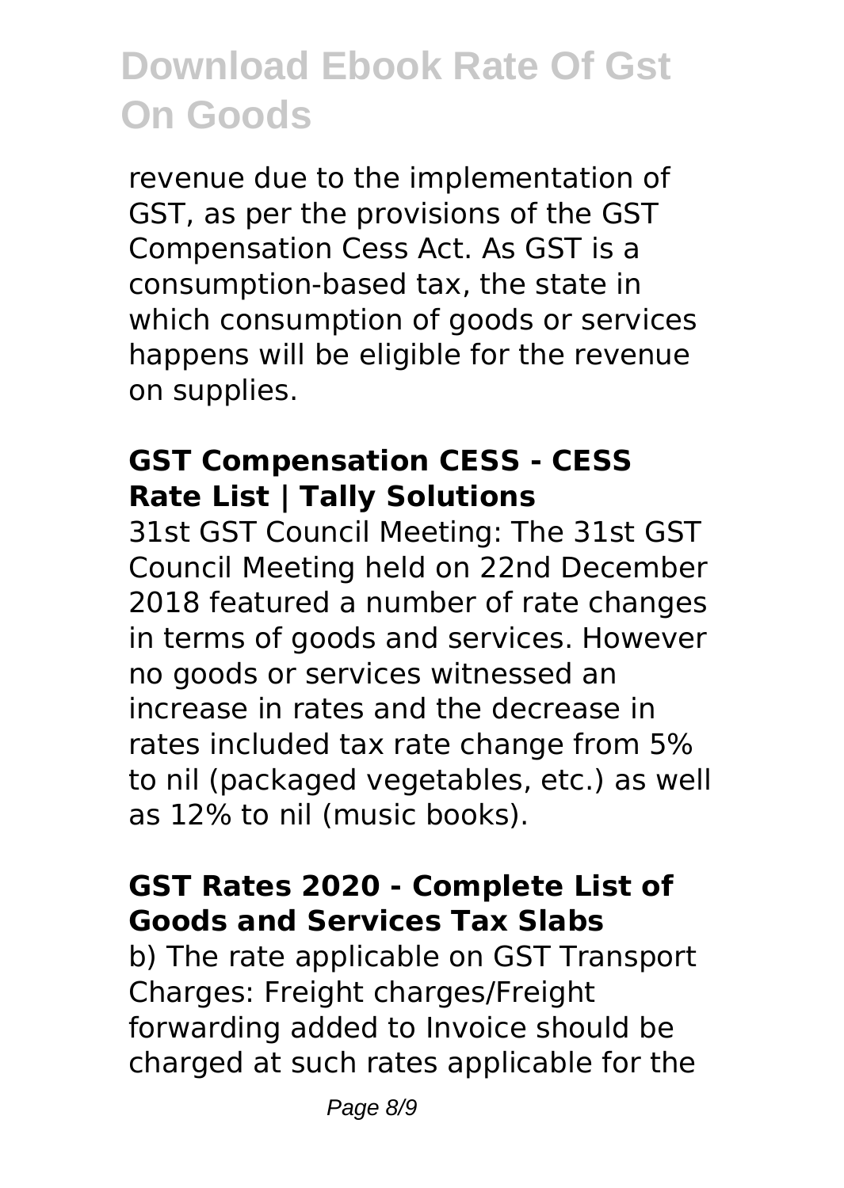revenue due to the implementation of GST, as per the provisions of the GST Compensation Cess Act. As GST is a consumption-based tax, the state in which consumption of goods or services happens will be eligible for the revenue on supplies.

### GST Compensation CESS - CESS Rate List | Tally Solutions

31st GST Council Meeting: The 31st GST Council Meeting held on 22nd December 2018 featured a number of rate changes in terms of goods and services. However no goods or services witnessed an increase in rates and the decrease in rates included tax rate change from 5% to nil (packaged vegetables, etc.) as well as 12% to nil (music books).

### GST Rates 2020 - Complete List of Goods and Services Tax Slabs

b) The rate applicable on GST Transport Charges: Freight charges/Freight forwarding added to Invoice should be charged at such rates applicable for the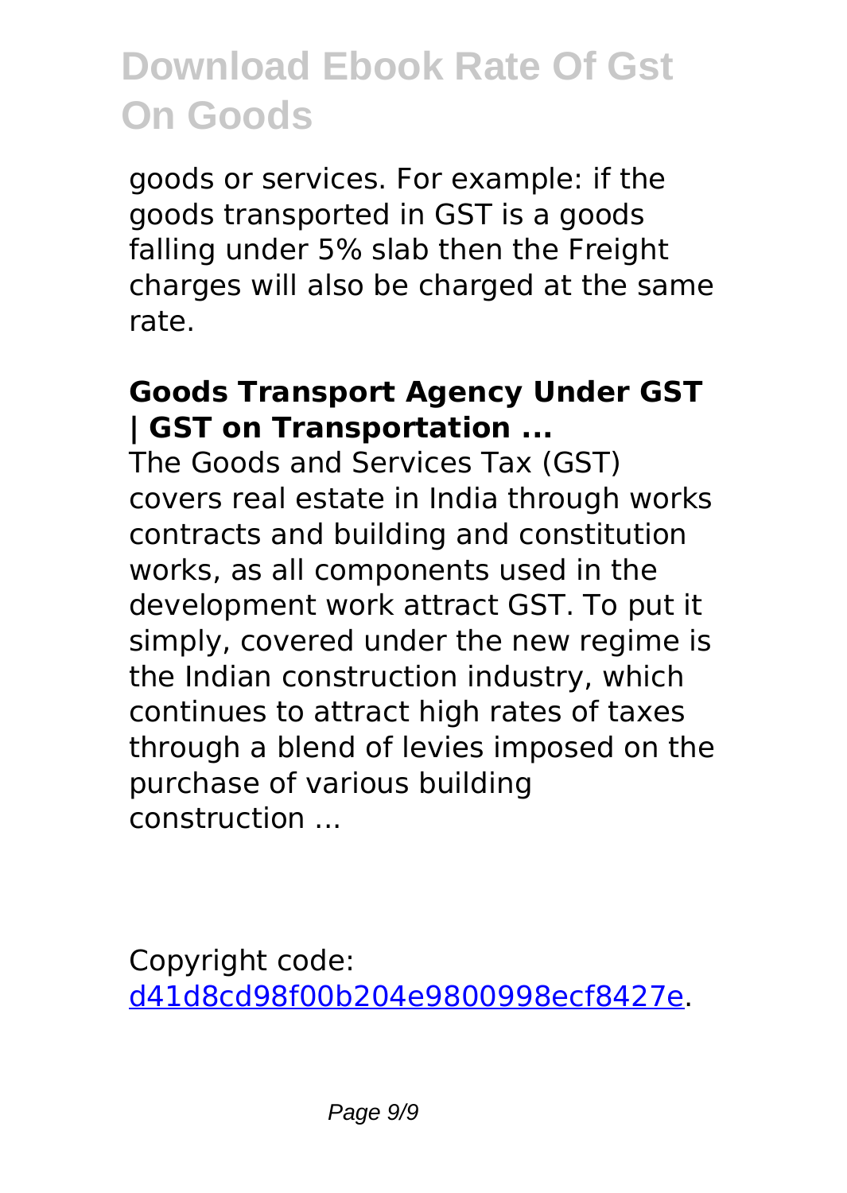goods or services. For example: if the goods transported in GST is a goods falling under 5% slab then the Freight charges will also be charged at the same rate.

## Goods Transport Agency Under GST | GST on Transportation ...

The Goods and Services Tax (GST) covers real estate in India through works contracts and building and constitution works, as all components used in the development work attract GST. To put it simply, covered under the new regime is the Indian construction industry, which continues to attract high rates of taxes through a blend of levies imposed on the purchase of various building construction ...

Copyright code: d41d8cd98f00b204e9800998ecf8427e.